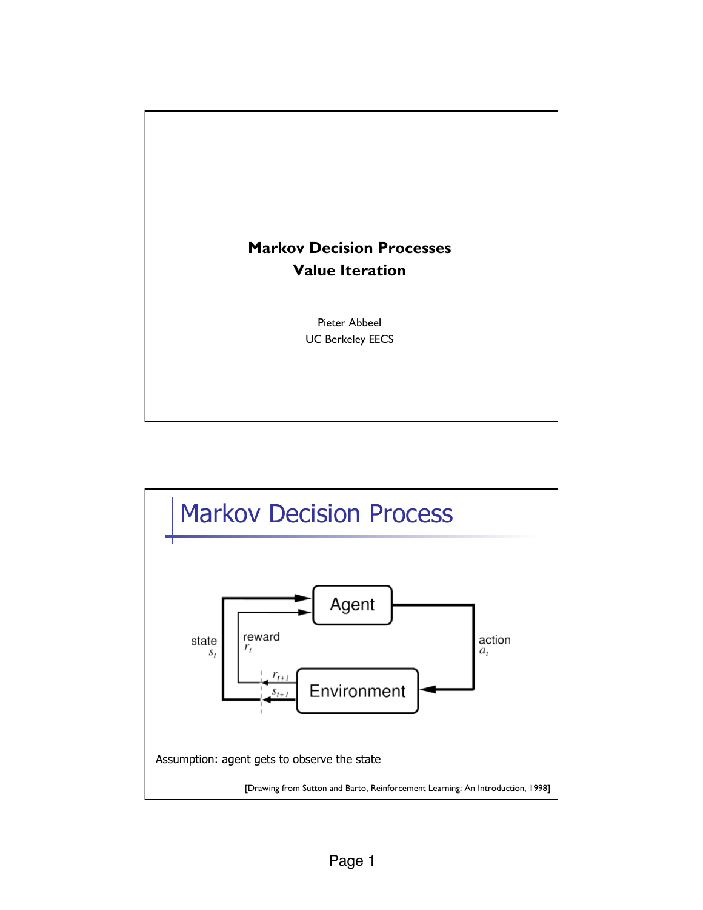# Markov Decision Processes
# Value Iteration

Pieter Abbeel
UC Berkeley EECS

## Markov Decision Process

Agent

state $s_t$

reward $r_t$

action $a_t$

$r_{t+1}$

$s_{t+1}$

Environment

Assumption: agent gets to observe the state

[Drawing from Sutton and Barto, Reinforcement Learning: An Introduction, 1998]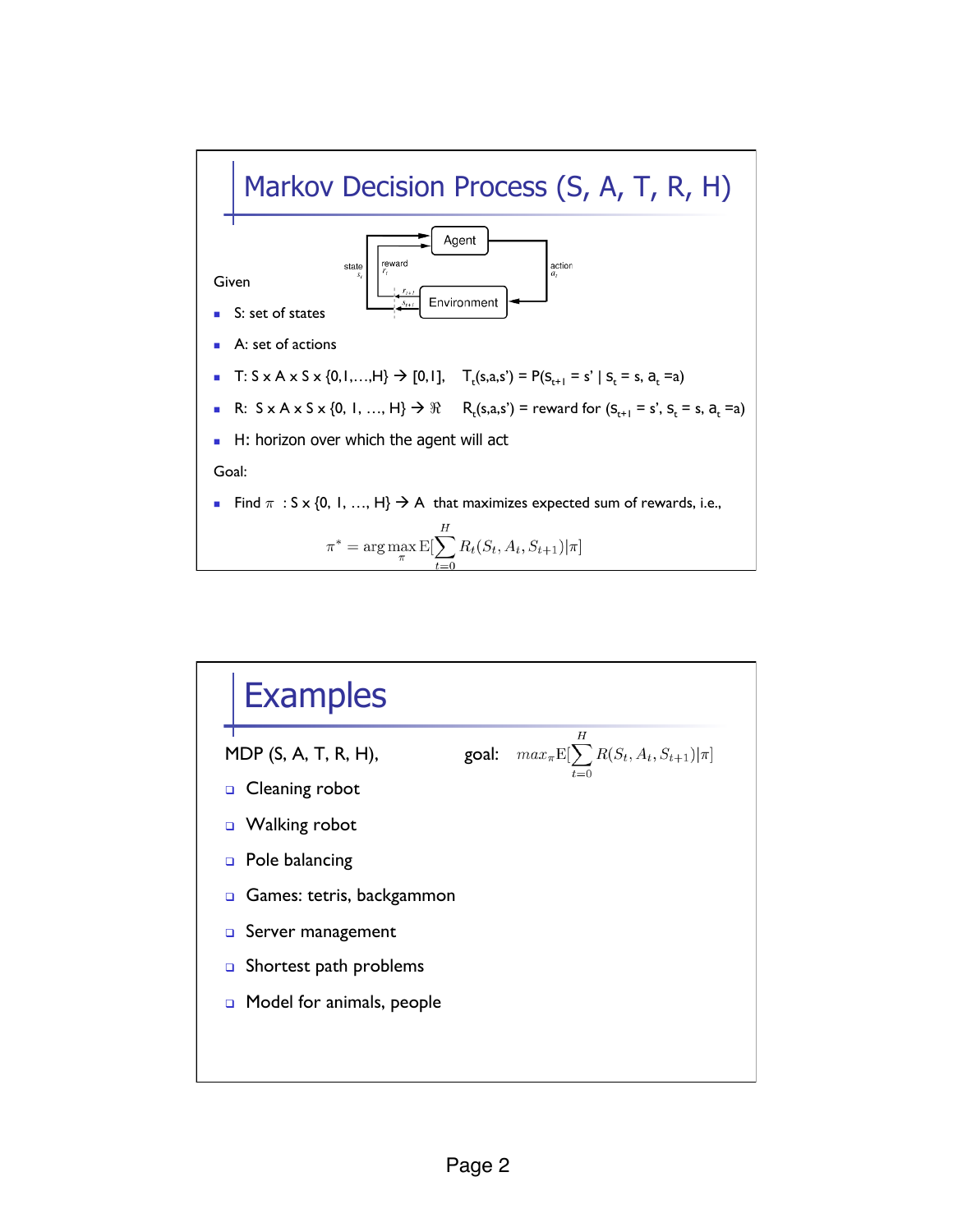# Markov Decision Process (S, A, T, R, H)

Given

- S: set of states
- A: set of actions
- T: S x A x S x {0,1,…,H} → [0,1], $T_t(s,a,s') = P(s_{t+1} = s' \mid s_t = s, a_t = a)$
- R: S x A x S x {0, 1, …, H} → $\Re$ $R_t(s,a,s')$ = reward for ($s_{t+1} = s'$, $s_t = s$, $a_t = a$)
- H: horizon over which the agent will act

Goal:

- Find $\pi$ : S x {0, 1, …, H} → A that maximizes expected sum of rewards, i.e.,

$$\pi^* = \arg\max_{\pi} \mathrm{E}[\sum_{t=0}^{H} R_t(S_t, A_t, S_{t+1}) | \pi]$$

# Examples

MDP (S, A, T, R, H), goal: $max_\pi \mathrm{E}[\sum_{t=0}^{H} R(S_t, A_t, S_{t+1}) | \pi]$

- Cleaning robot
- Walking robot
- Pole balancing
- Games: tetris, backgammon
- Server management
- Shortest path problems
- Model for animals, people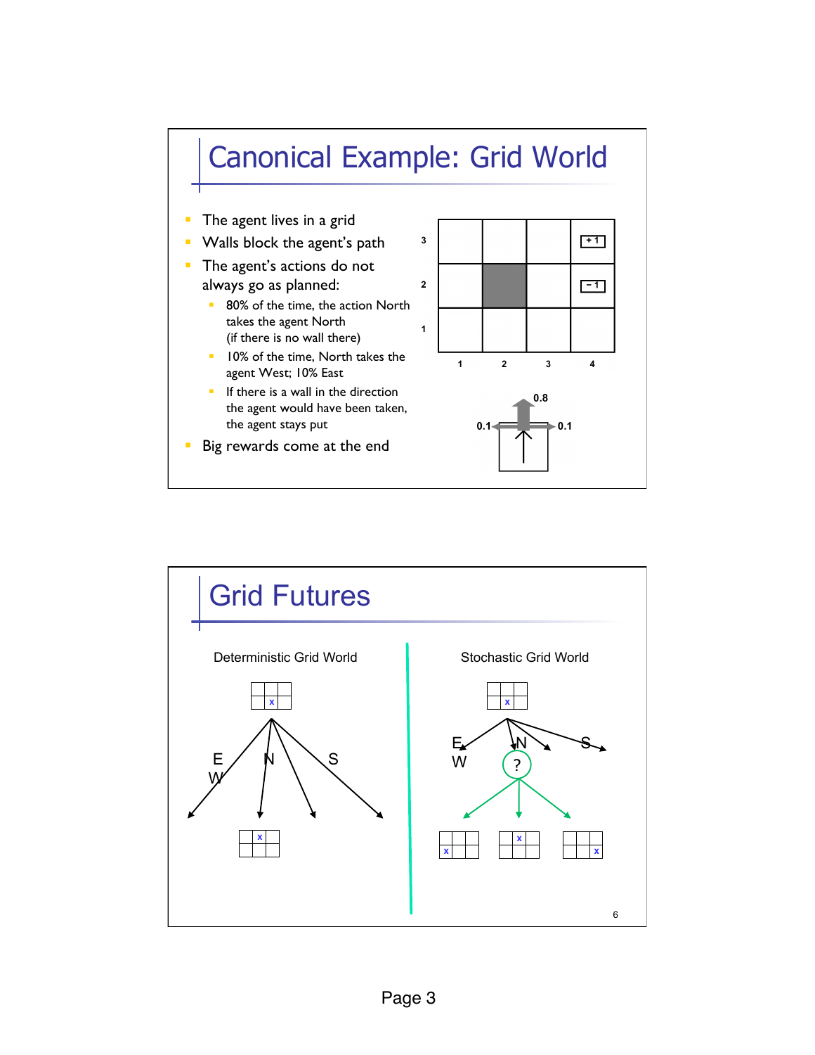## Canonical Example: Grid World

- The agent lives in a grid
- Walls block the agent's path
- The agent's actions do not always go as planned:
  - 80% of the time, the action North takes the agent North (if there is no wall there)
  - 10% of the time, North takes the agent West; 10% East
  - If there is a wall in the direction the agent would have been taken, the agent stays put
- Big rewards come at the end

3
2
1
1
2
3
4
+1
−1

0.8
0.1
0.1

## Grid Futures

Deterministic Grid World

E
W
N
S

Stochastic Grid World

E
W
N
S
?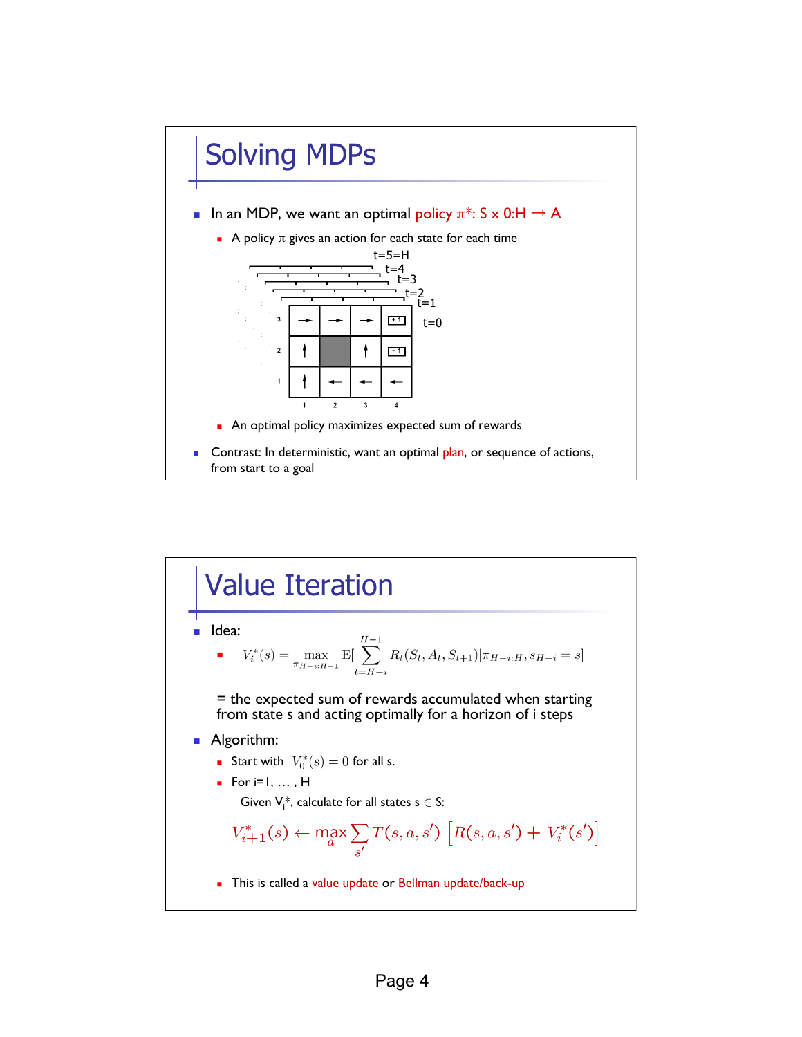# Solving MDPs

- In an MDP, we want an optimal policy $\pi^*$: S x 0:H → A
  - A policy $\pi$ gives an action for each state for each time

t=5=H
t=4
t=3
t=2
t=1
t=0

3
2
1
1 2 3 4
+1
−1

  - An optimal policy maximizes expected sum of rewards
- Contrast: In deterministic, want an optimal plan, or sequence of actions, from start to a goal

# Value Iteration

- Idea:
  - $V_i^*(s) = \max_{\pi_{H-i:H-1}} \mathrm{E}[\sum_{t=H-i}^{H-1} R_t(S_t, A_t, S_{t+1}) | \pi_{H-i:H}, s_{H-i} = s]$

  = the expected sum of rewards accumulated when starting from state s and acting optimally for a horizon of i steps

- Algorithm:
  - Start with $V_0^*(s) = 0$ for all s.
  - For i=1, … , H

    Given $V_i^*$, calculate for all states s ∈ S:

    $$V_{i+1}^*(s) \leftarrow \max_a \sum_{s'} T(s,a,s') \left[ R(s,a,s') + V_i^*(s') \right]$$

  - This is called a value update or Bellman update/back-up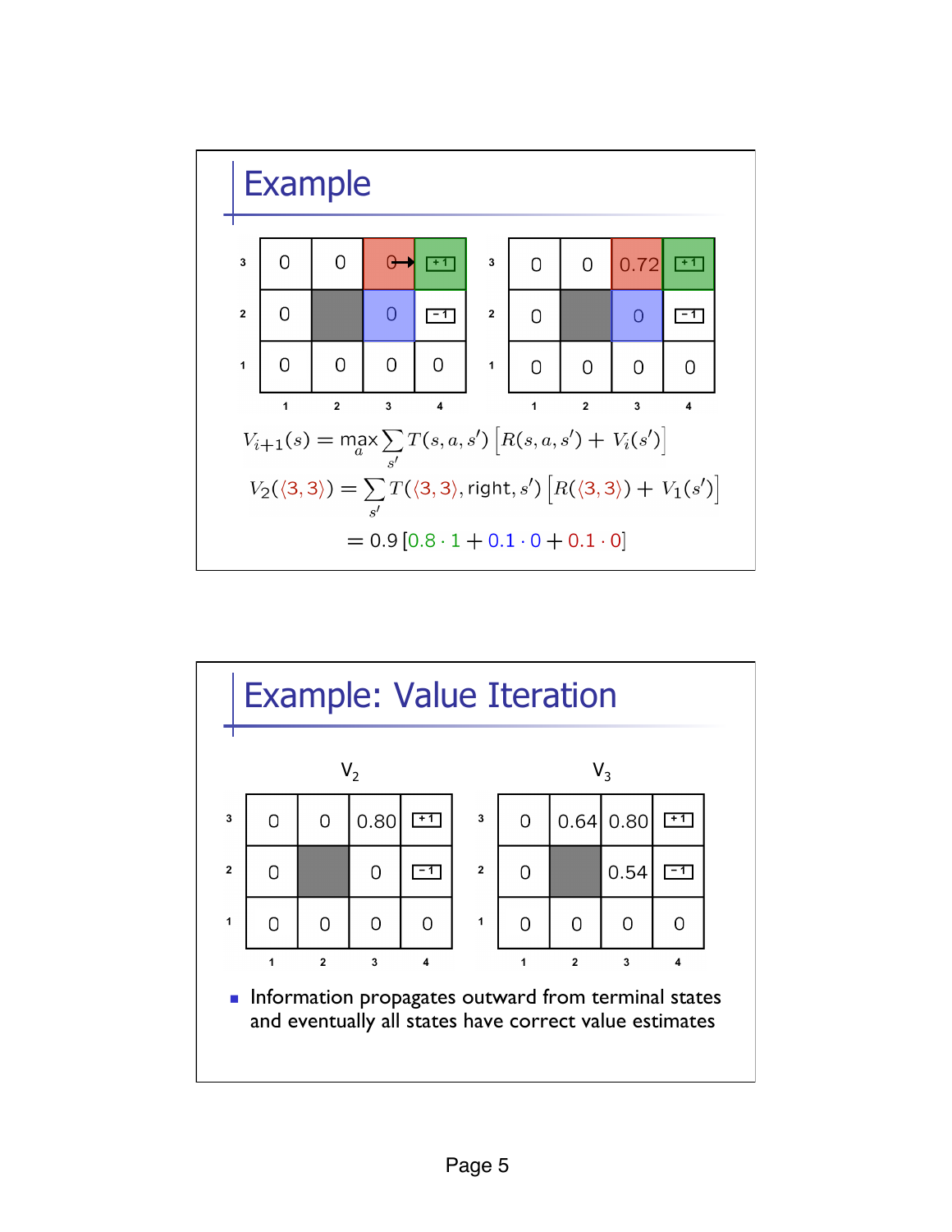# Example

| | | | | |
|---|---|---|---|---|
| 3 | 0 | 0 | 0 → | +1 |
| 2 | 0 | | 0 | −1 |
| 1 | 0 | 0 | 0 | 0 |
| | 1 | 2 | 3 | 4 |

| | | | | |
|---|---|---|---|---|
| 3 | 0 | 0 | 0.72 | +1 |
| 2 | 0 | | 0 | −1 |
| 1 | 0 | 0 | 0 | 0 |
| | 1 | 2 | 3 | 4 |

$$V_{i+1}(s) = \max_a \sum_{s'} T(s,a,s') \left[ R(s,a,s') + V_i(s') \right]$$

$$V_2(\langle 3,3 \rangle) = \sum_{s'} T(\langle 3,3 \rangle, \text{right}, s') \left[ R(\langle 3,3 \rangle) + V_1(s') \right]$$

$$= 0.9 \left[ 0.8 \cdot 1 + 0.1 \cdot 0 + 0.1 \cdot 0 \right]$$

# Example: Value Iteration

$V_2$

| | | | | |
|---|---|---|---|---|
| 3 | 0 | 0 | 0.80 | +1 |
| 2 | 0 | | 0 | −1 |
| 1 | 0 | 0 | 0 | 0 |
| | 1 | 2 | 3 | 4 |

$V_3$

| | | | | |
|---|---|---|---|---|
| 3 | 0 | 0.64 | 0.80 | +1 |
| 2 | 0 | | 0.54 | −1 |
| 1 | 0 | 0 | 0 | 0 |
| | 1 | 2 | 3 | 4 |

- Information propagates outward from terminal states and eventually all states have correct value estimates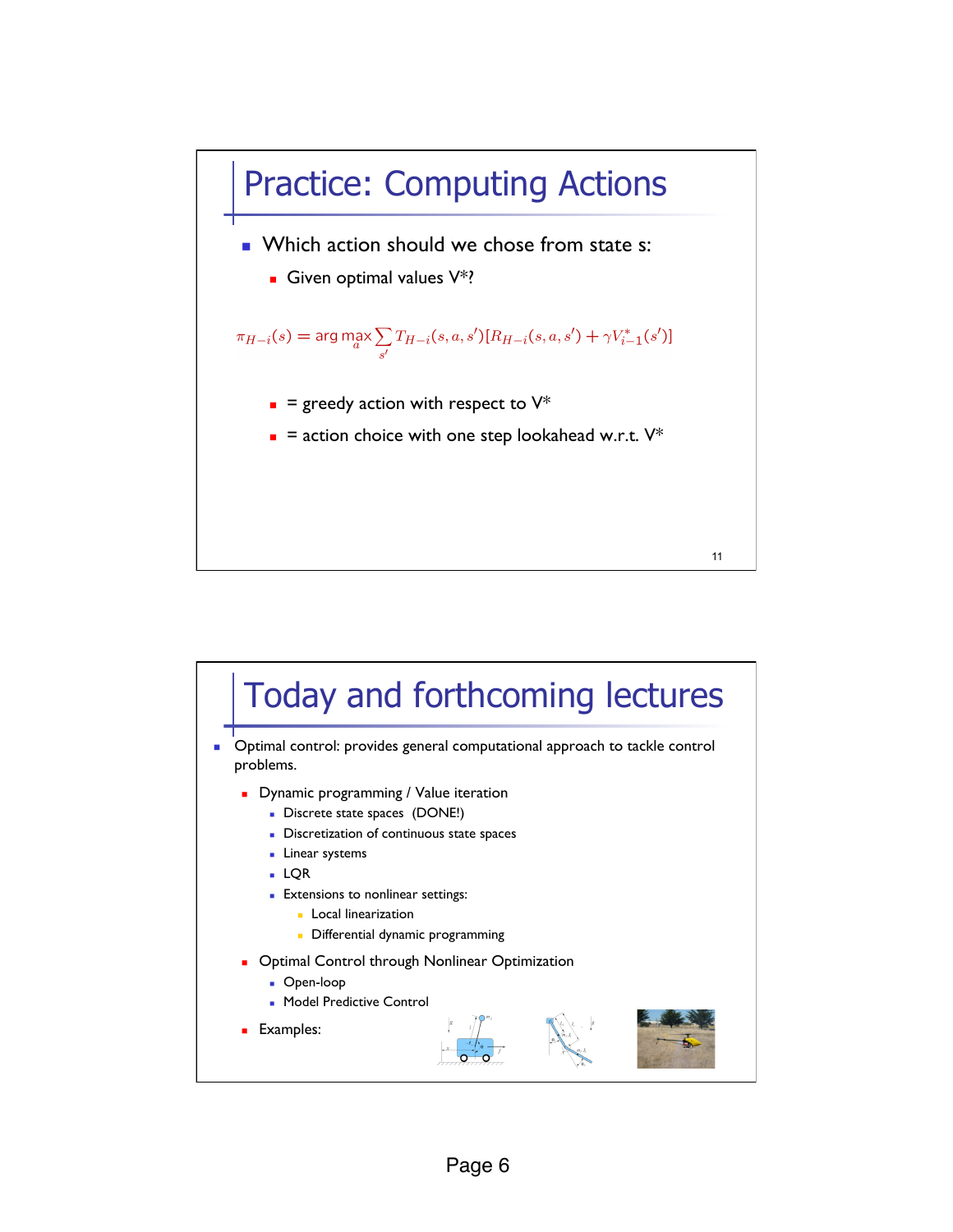## Practice: Computing Actions

- Which action should we chose from state s:
  - Given optimal values V*?

$$\pi_{H-i}(s) = \arg\max_a \sum_{s'} T_{H-i}(s,a,s')[R_{H-i}(s,a,s') + \gamma V^*_{i-1}(s')]$$

  - = greedy action with respect to V*
  - = action choice with one step lookahead w.r.t. V*

## Today and forthcoming lectures

- Optimal control: provides general computational approach to tackle control problems.
  - Dynamic programming / Value iteration
    - Discrete state spaces (DONE!)
    - Discretization of continuous state spaces
    - Linear systems
    - LQR
    - Extensions to nonlinear settings:
      - Local linearization
      - Differential dynamic programming
  - Optimal Control through Nonlinear Optimization
    - Open-loop
    - Model Predictive Control
  - Examples: